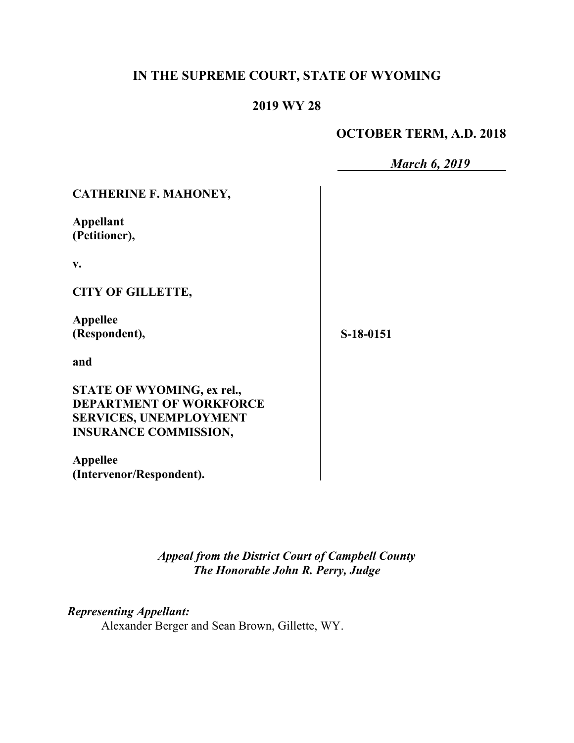# IN THE SUPREME COURT, STATE OF WYOMING

## 2019 WY 28

**OCTOBER TERM, A.D. 2018**

*March 6, 2019*

**CATHERINE F. MAHONEY,**

**Appellant**
**(Petitioner),**

**v.**

**CITY OF GILLETTE,**

**Appellee**
**(Respondent),**

**and**

**STATE OF WYOMING, ex rel., DEPARTMENT OF WORKFORCE SERVICES, UNEMPLOYMENT INSURANCE COMMISSION,**

**Appellee**
**(Intervenor/Respondent).**

**S-18-0151**

*Appeal from the District Court of Campbell County*
*The Honorable John R. Perry, Judge*

***Representing Appellant:***

Alexander Berger and Sean Brown, Gillette, WY.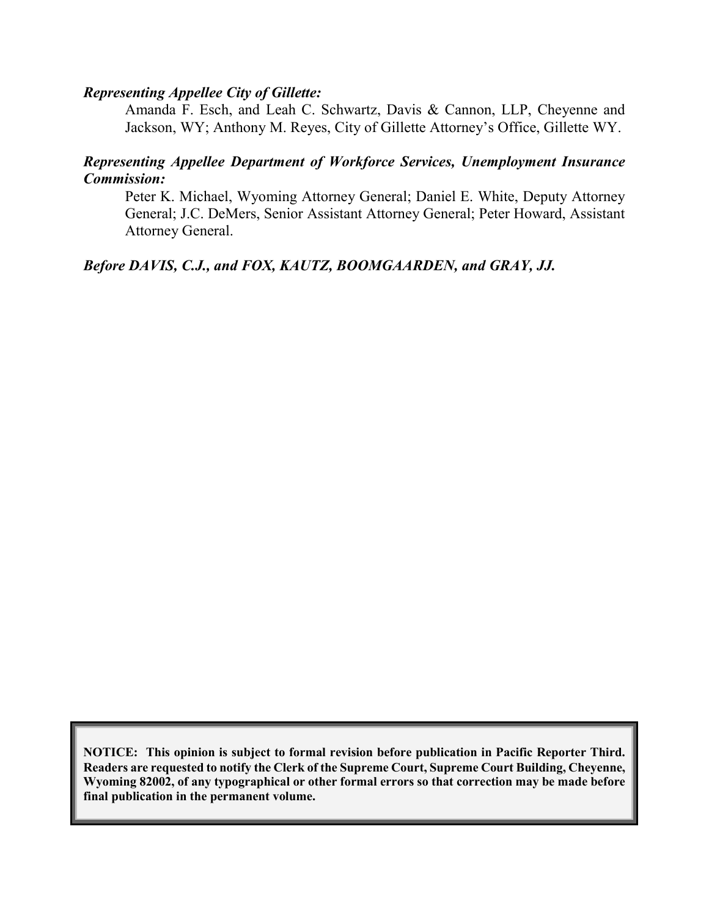***Representing Appellee City of Gillette:***

Amanda F. Esch, and Leah C. Schwartz, Davis & Cannon, LLP, Cheyenne and Jackson, WY; Anthony M. Reyes, City of Gillette Attorney's Office, Gillette WY.

***Representing Appellee Department of Workforce Services, Unemployment Insurance Commission:***

Peter K. Michael, Wyoming Attorney General; Daniel E. White, Deputy Attorney General; J.C. DeMers, Senior Assistant Attorney General; Peter Howard, Assistant Attorney General.

***Before DAVIS, C.J., and FOX, KAUTZ, BOOMGAARDEN, and GRAY, JJ.***

**NOTICE: This opinion is subject to formal revision before publication in Pacific Reporter Third. Readers are requested to notify the Clerk of the Supreme Court, Supreme Court Building, Cheyenne, Wyoming 82002, of any typographical or other formal errors so that correction may be made before final publication in the permanent volume.**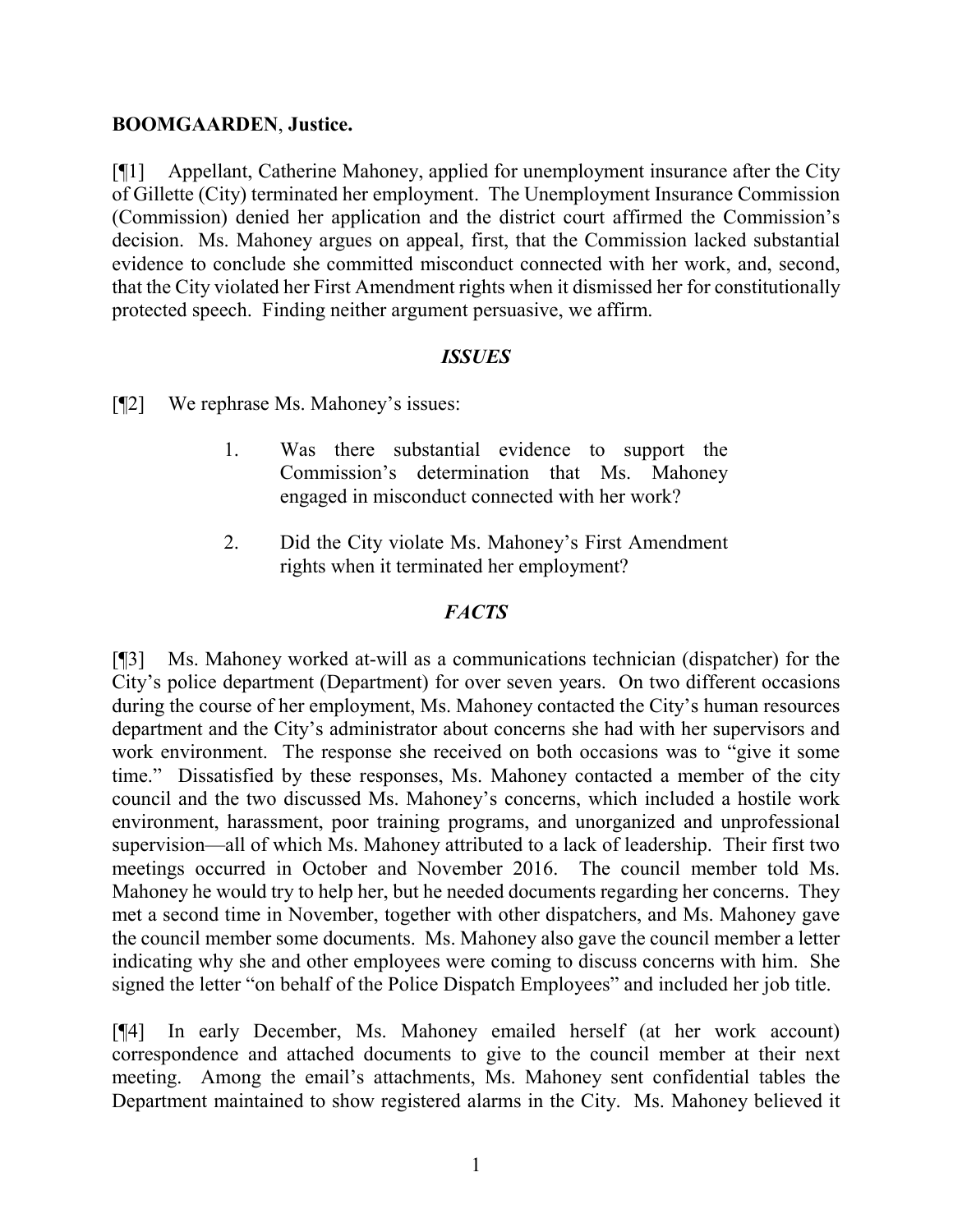**BOOMGAARDEN**, **Justice.**

[¶1] Appellant, Catherine Mahoney, applied for unemployment insurance after the City of Gillette (City) terminated her employment. The Unemployment Insurance Commission (Commission) denied her application and the district court affirmed the Commission's decision. Ms. Mahoney argues on appeal, first, that the Commission lacked substantial evidence to conclude she committed misconduct connected with her work, and, second, that the City violated her First Amendment rights when it dismissed her for constitutionally protected speech. Finding neither argument persuasive, we affirm.

### *ISSUES*

[¶2] We rephrase Ms. Mahoney's issues:

1. Was there substantial evidence to support the Commission's determination that Ms. Mahoney engaged in misconduct connected with her work?

2. Did the City violate Ms. Mahoney's First Amendment rights when it terminated her employment?

### *FACTS*

[¶3] Ms. Mahoney worked at-will as a communications technician (dispatcher) for the City's police department (Department) for over seven years. On two different occasions during the course of her employment, Ms. Mahoney contacted the City's human resources department and the City's administrator about concerns she had with her supervisors and work environment. The response she received on both occasions was to "give it some time." Dissatisfied by these responses, Ms. Mahoney contacted a member of the city council and the two discussed Ms. Mahoney's concerns, which included a hostile work environment, harassment, poor training programs, and unorganized and unprofessional supervision—all of which Ms. Mahoney attributed to a lack of leadership. Their first two meetings occurred in October and November 2016. The council member told Ms. Mahoney he would try to help her, but he needed documents regarding her concerns. They met a second time in November, together with other dispatchers, and Ms. Mahoney gave the council member some documents. Ms. Mahoney also gave the council member a letter indicating why she and other employees were coming to discuss concerns with him. She signed the letter "on behalf of the Police Dispatch Employees" and included her job title.

[¶4] In early December, Ms. Mahoney emailed herself (at her work account) correspondence and attached documents to give to the council member at their next meeting. Among the email's attachments, Ms. Mahoney sent confidential tables the Department maintained to show registered alarms in the City. Ms. Mahoney believed it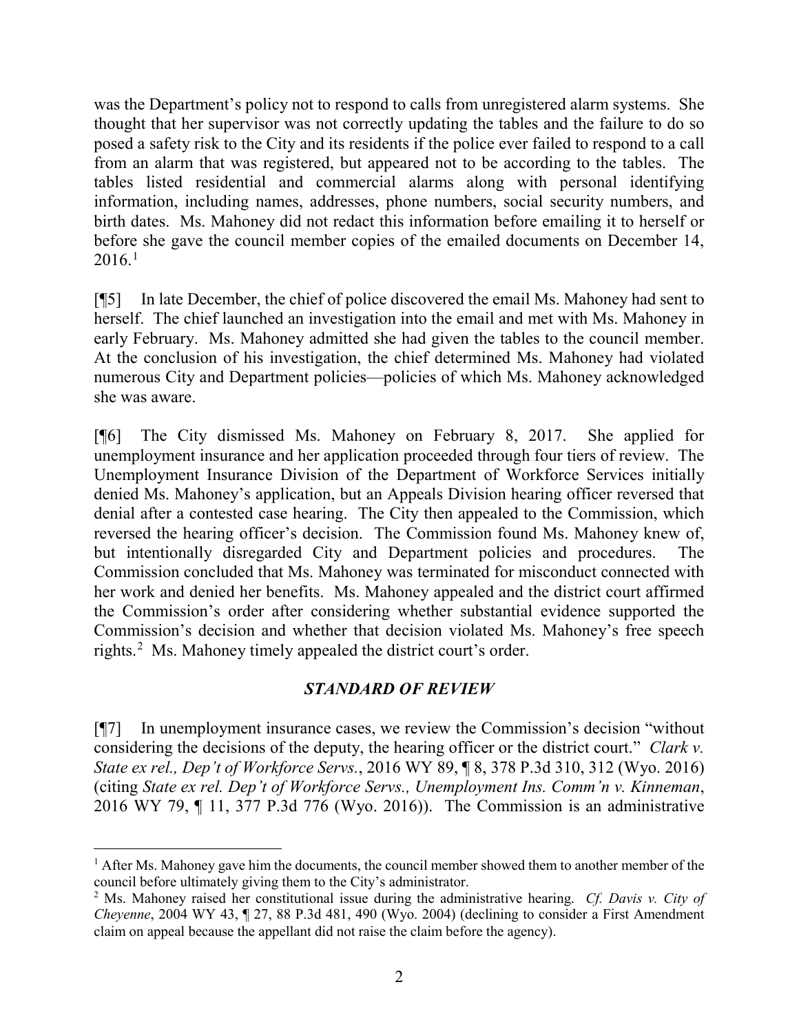was the Department's policy not to respond to calls from unregistered alarm systems. She thought that her supervisor was not correctly updating the tables and the failure to do so posed a safety risk to the City and its residents if the police ever failed to respond to a call from an alarm that was registered, but appeared not to be according to the tables. The tables listed residential and commercial alarms along with personal identifying information, including names, addresses, phone numbers, social security numbers, and birth dates. Ms. Mahoney did not redact this information before emailing it to herself or before she gave the council member copies of the emailed documents on December 14, 2016.[1]

[¶5] In late December, the chief of police discovered the email Ms. Mahoney had sent to herself. The chief launched an investigation into the email and met with Ms. Mahoney in early February. Ms. Mahoney admitted she had given the tables to the council member. At the conclusion of his investigation, the chief determined Ms. Mahoney had violated numerous City and Department policies—policies of which Ms. Mahoney acknowledged she was aware.

[¶6] The City dismissed Ms. Mahoney on February 8, 2017. She applied for unemployment insurance and her application proceeded through four tiers of review. The Unemployment Insurance Division of the Department of Workforce Services initially denied Ms. Mahoney's application, but an Appeals Division hearing officer reversed that denial after a contested case hearing. The City then appealed to the Commission, which reversed the hearing officer's decision. The Commission found Ms. Mahoney knew of, but intentionally disregarded City and Department policies and procedures. The Commission concluded that Ms. Mahoney was terminated for misconduct connected with her work and denied her benefits. Ms. Mahoney appealed and the district court affirmed the Commission's order after considering whether substantial evidence supported the Commission's decision and whether that decision violated Ms. Mahoney's free speech rights.[2] Ms. Mahoney timely appealed the district court's order.

### *STANDARD OF REVIEW*

[¶7] In unemployment insurance cases, we review the Commission's decision "without considering the decisions of the deputy, the hearing officer or the district court." *Clark v. State ex rel., Dep't of Workforce Servs.*, 2016 WY 89, ¶ 8, 378 P.3d 310, 312 (Wyo. 2016) (citing *State ex rel. Dep't of Workforce Servs., Unemployment Ins. Comm'n v. Kinneman*, 2016 WY 79, ¶ 11, 377 P.3d 776 (Wyo. 2016)). The Commission is an administrative

---

[1] After Ms. Mahoney gave him the documents, the council member showed them to another member of the council before ultimately giving them to the City's administrator.

[2] Ms. Mahoney raised her constitutional issue during the administrative hearing. *Cf. Davis v. City of Cheyenne*, 2004 WY 43, ¶ 27, 88 P.3d 481, 490 (Wyo. 2004) (declining to consider a First Amendment claim on appeal because the appellant did not raise the claim before the agency).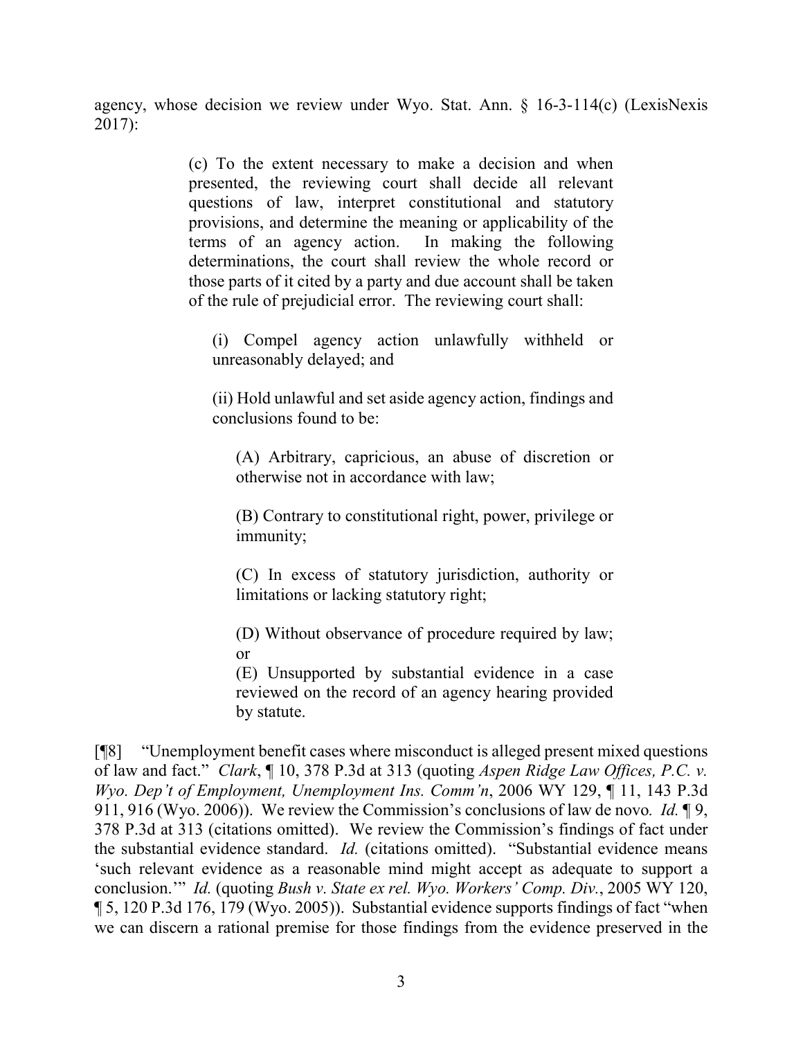agency, whose decision we review under Wyo. Stat. Ann. § 16-3-114(c) (LexisNexis 2017):

> (c) To the extent necessary to make a decision and when presented, the reviewing court shall decide all relevant questions of law, interpret constitutional and statutory provisions, and determine the meaning or applicability of the terms of an agency action. In making the following determinations, the court shall review the whole record or those parts of it cited by a party and due account shall be taken of the rule of prejudicial error. The reviewing court shall:
>
> > (i) Compel agency action unlawfully withheld or unreasonably delayed; and
> >
> > (ii) Hold unlawful and set aside agency action, findings and conclusions found to be:
> >
> > > (A) Arbitrary, capricious, an abuse of discretion or otherwise not in accordance with law;
> > >
> > > (B) Contrary to constitutional right, power, privilege or immunity;
> > >
> > > (C) In excess of statutory jurisdiction, authority or limitations or lacking statutory right;
> > >
> > > (D) Without observance of procedure required by law; or
> > >
> > > (E) Unsupported by substantial evidence in a case reviewed on the record of an agency hearing provided by statute.

[¶8] "Unemployment benefit cases where misconduct is alleged present mixed questions of law and fact." *Clark*, ¶ 10, 378 P.3d at 313 (quoting *Aspen Ridge Law Offices, P.C. v. Wyo. Dep't of Employment, Unemployment Ins. Comm'n*, 2006 WY 129, ¶ 11, 143 P.3d 911, 916 (Wyo. 2006)). We review the Commission's conclusions of law de novo. *Id.* ¶ 9, 378 P.3d at 313 (citations omitted). We review the Commission's findings of fact under the substantial evidence standard. *Id.* (citations omitted). "Substantial evidence means 'such relevant evidence as a reasonable mind might accept as adequate to support a conclusion.'" *Id.* (quoting *Bush v. State ex rel. Wyo. Workers' Comp. Div.*, 2005 WY 120, ¶ 5, 120 P.3d 176, 179 (Wyo. 2005)). Substantial evidence supports findings of fact "when we can discern a rational premise for those findings from the evidence preserved in the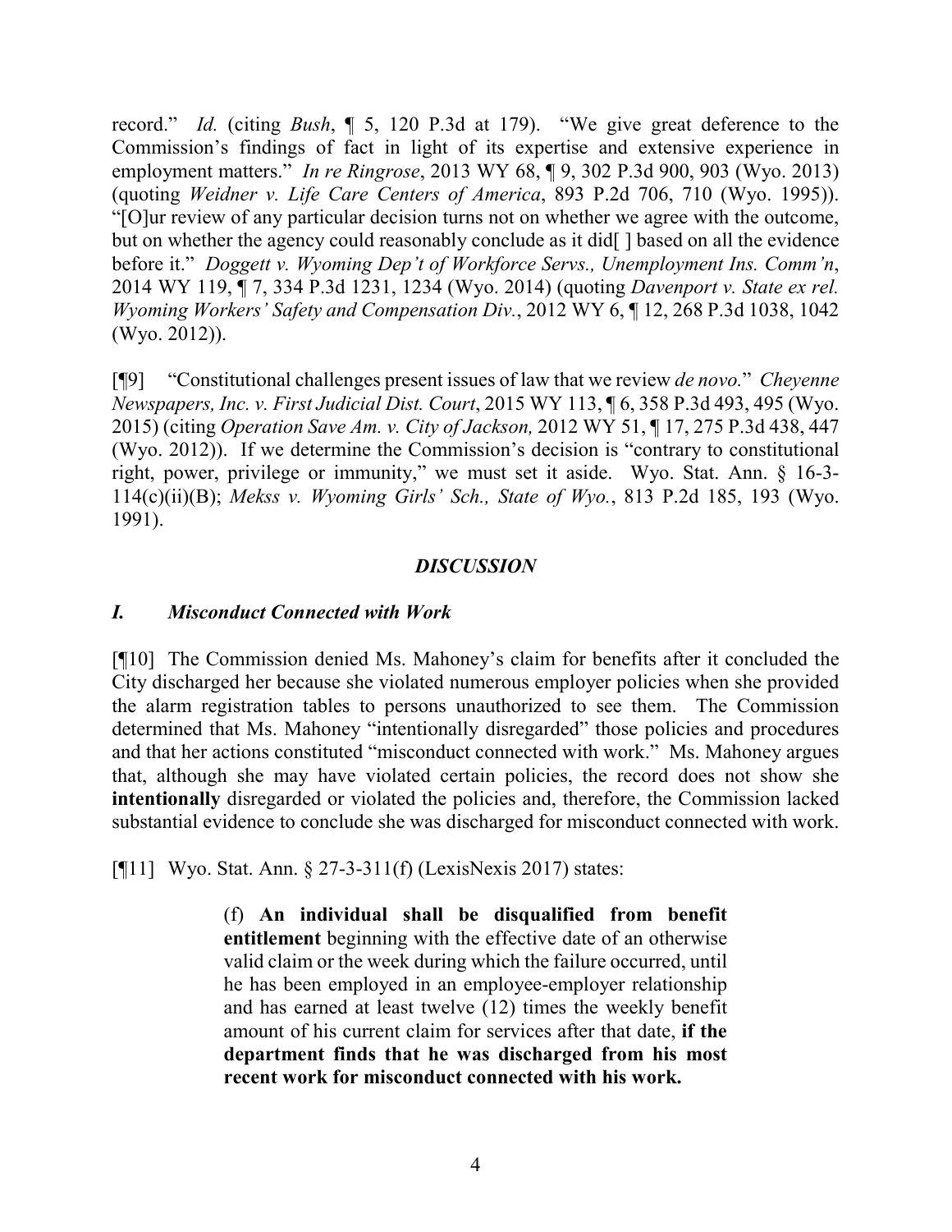record." *Id.* (citing *Bush*, ¶ 5, 120 P.3d at 179). "We give great deference to the Commission's findings of fact in light of its expertise and extensive experience in employment matters." *In re Ringrose*, 2013 WY 68, ¶ 9, 302 P.3d 900, 903 (Wyo. 2013) (quoting *Weidner v. Life Care Centers of America*, 893 P.2d 706, 710 (Wyo. 1995)). "[O]ur review of any particular decision turns not on whether we agree with the outcome, but on whether the agency could reasonably conclude as it did[ ] based on all the evidence before it." *Doggett v. Wyoming Dep't of Workforce Servs., Unemployment Ins. Comm'n*, 2014 WY 119, ¶ 7, 334 P.3d 1231, 1234 (Wyo. 2014) (quoting *Davenport v. State ex rel. Wyoming Workers' Safety and Compensation Div.*, 2012 WY 6, ¶ 12, 268 P.3d 1038, 1042 (Wyo. 2012)).

[¶9] "Constitutional challenges present issues of law that we review *de novo.*" *Cheyenne Newspapers, Inc. v. First Judicial Dist. Court*, 2015 WY 113, ¶ 6, 358 P.3d 493, 495 (Wyo. 2015) (citing *Operation Save Am. v. City of Jackson,* 2012 WY 51, ¶ 17, 275 P.3d 438, 447 (Wyo. 2012)). If we determine the Commission's decision is "contrary to constitutional right, power, privilege or immunity," we must set it aside. Wyo. Stat. Ann. § 16-3-114(c)(ii)(B); *Mekss v. Wyoming Girls' Sch., State of Wyo.*, 813 P.2d 185, 193 (Wyo. 1991).

## *DISCUSSION*

### *I. Misconduct Connected with Work*

[¶10] The Commission denied Ms. Mahoney's claim for benefits after it concluded the City discharged her because she violated numerous employer policies when she provided the alarm registration tables to persons unauthorized to see them. The Commission determined that Ms. Mahoney "intentionally disregarded" those policies and procedures and that her actions constituted "misconduct connected with work." Ms. Mahoney argues that, although she may have violated certain policies, the record does not show she **intentionally** disregarded or violated the policies and, therefore, the Commission lacked substantial evidence to conclude she was discharged for misconduct connected with work.

[¶11] Wyo. Stat. Ann. § 27-3-311(f) (LexisNexis 2017) states:

> (f) **An individual shall be disqualified from benefit entitlement** beginning with the effective date of an otherwise valid claim or the week during which the failure occurred, until he has been employed in an employee-employer relationship and has earned at least twelve (12) times the weekly benefit amount of his current claim for services after that date, **if the department finds that he was discharged from his most recent work for misconduct connected with his work.**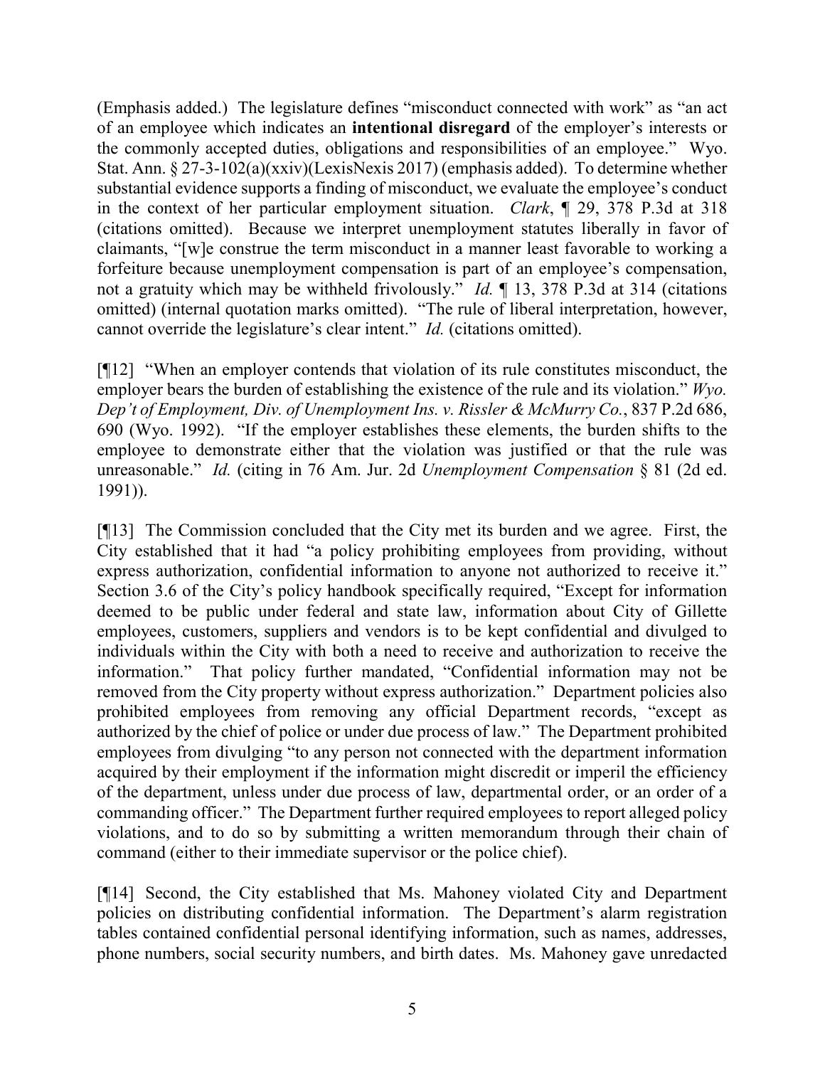(Emphasis added.) The legislature defines "misconduct connected with work" as "an act of an employee which indicates an **intentional disregard** of the employer's interests or the commonly accepted duties, obligations and responsibilities of an employee." Wyo. Stat. Ann. § 27-3-102(a)(xxiv)(LexisNexis 2017) (emphasis added). To determine whether substantial evidence supports a finding of misconduct, we evaluate the employee's conduct in the context of her particular employment situation. *Clark*, ¶ 29, 378 P.3d at 318 (citations omitted). Because we interpret unemployment statutes liberally in favor of claimants, "[w]e construe the term misconduct in a manner least favorable to working a forfeiture because unemployment compensation is part of an employee's compensation, not a gratuity which may be withheld frivolously." *Id.* ¶ 13, 378 P.3d at 314 (citations omitted) (internal quotation marks omitted). "The rule of liberal interpretation, however, cannot override the legislature's clear intent." *Id.* (citations omitted).

[¶12] "When an employer contends that violation of its rule constitutes misconduct, the employer bears the burden of establishing the existence of the rule and its violation." *Wyo. Dep't of Employment, Div. of Unemployment Ins. v. Rissler & McMurry Co.*, 837 P.2d 686, 690 (Wyo. 1992). "If the employer establishes these elements, the burden shifts to the employee to demonstrate either that the violation was justified or that the rule was unreasonable." *Id.* (citing in 76 Am. Jur. 2d *Unemployment Compensation* § 81 (2d ed. 1991)).

[¶13] The Commission concluded that the City met its burden and we agree. First, the City established that it had "a policy prohibiting employees from providing, without express authorization, confidential information to anyone not authorized to receive it." Section 3.6 of the City's policy handbook specifically required, "Except for information deemed to be public under federal and state law, information about City of Gillette employees, customers, suppliers and vendors is to be kept confidential and divulged to individuals within the City with both a need to receive and authorization to receive the information." That policy further mandated, "Confidential information may not be removed from the City property without express authorization." Department policies also prohibited employees from removing any official Department records, "except as authorized by the chief of police or under due process of law." The Department prohibited employees from divulging "to any person not connected with the department information acquired by their employment if the information might discredit or imperil the efficiency of the department, unless under due process of law, departmental order, or an order of a commanding officer." The Department further required employees to report alleged policy violations, and to do so by submitting a written memorandum through their chain of command (either to their immediate supervisor or the police chief).

[¶14] Second, the City established that Ms. Mahoney violated City and Department policies on distributing confidential information. The Department's alarm registration tables contained confidential personal identifying information, such as names, addresses, phone numbers, social security numbers, and birth dates. Ms. Mahoney gave unredacted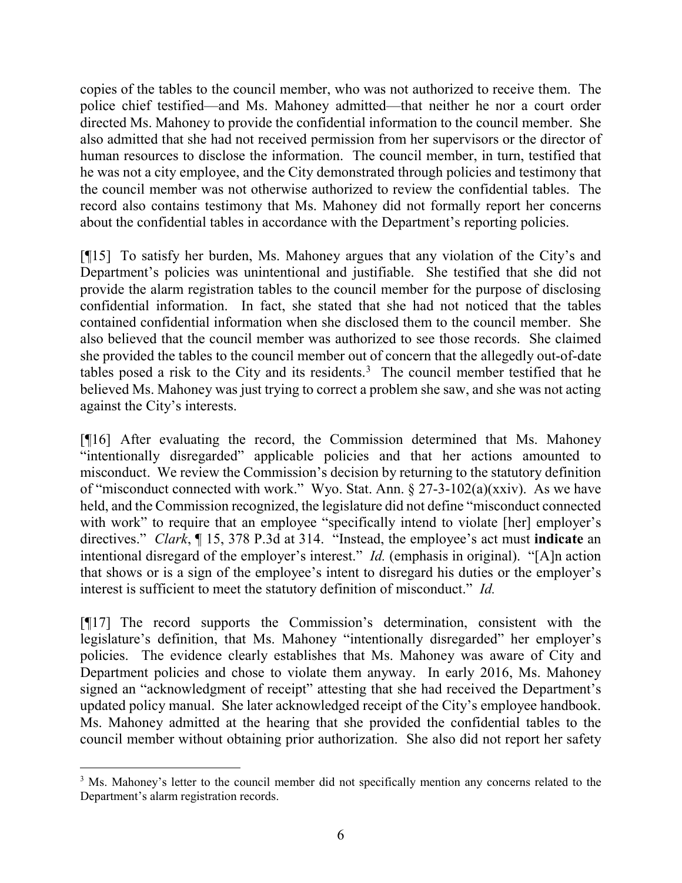copies of the tables to the council member, who was not authorized to receive them. The police chief testified—and Ms. Mahoney admitted—that neither he nor a court order directed Ms. Mahoney to provide the confidential information to the council member. She also admitted that she had not received permission from her supervisors or the director of human resources to disclose the information. The council member, in turn, testified that he was not a city employee, and the City demonstrated through policies and testimony that the council member was not otherwise authorized to review the confidential tables. The record also contains testimony that Ms. Mahoney did not formally report her concerns about the confidential tables in accordance with the Department's reporting policies.

[¶15] To satisfy her burden, Ms. Mahoney argues that any violation of the City's and Department's policies was unintentional and justifiable. She testified that she did not provide the alarm registration tables to the council member for the purpose of disclosing confidential information. In fact, she stated that she had not noticed that the tables contained confidential information when she disclosed them to the council member. She also believed that the council member was authorized to see those records. She claimed she provided the tables to the council member out of concern that the allegedly out-of-date tables posed a risk to the City and its residents.[3] The council member testified that he believed Ms. Mahoney was just trying to correct a problem she saw, and she was not acting against the City's interests.

[¶16] After evaluating the record, the Commission determined that Ms. Mahoney "intentionally disregarded" applicable policies and that her actions amounted to misconduct. We review the Commission's decision by returning to the statutory definition of "misconduct connected with work." Wyo. Stat. Ann. § 27-3-102(a)(xxiv). As we have held, and the Commission recognized, the legislature did not define "misconduct connected with work" to require that an employee "specifically intend to violate [her] employer's directives." *Clark*, ¶ 15, 378 P.3d at 314. "Instead, the employee's act must **indicate** an intentional disregard of the employer's interest." *Id.* (emphasis in original). "[A]n action that shows or is a sign of the employee's intent to disregard his duties or the employer's interest is sufficient to meet the statutory definition of misconduct." *Id.*

[¶17] The record supports the Commission's determination, consistent with the legislature's definition, that Ms. Mahoney "intentionally disregarded" her employer's policies. The evidence clearly establishes that Ms. Mahoney was aware of City and Department policies and chose to violate them anyway. In early 2016, Ms. Mahoney signed an "acknowledgment of receipt" attesting that she had received the Department's updated policy manual. She later acknowledged receipt of the City's employee handbook. Ms. Mahoney admitted at the hearing that she provided the confidential tables to the council member without obtaining prior authorization. She also did not report her safety

---

[3] Ms. Mahoney's letter to the council member did not specifically mention any concerns related to the Department's alarm registration records.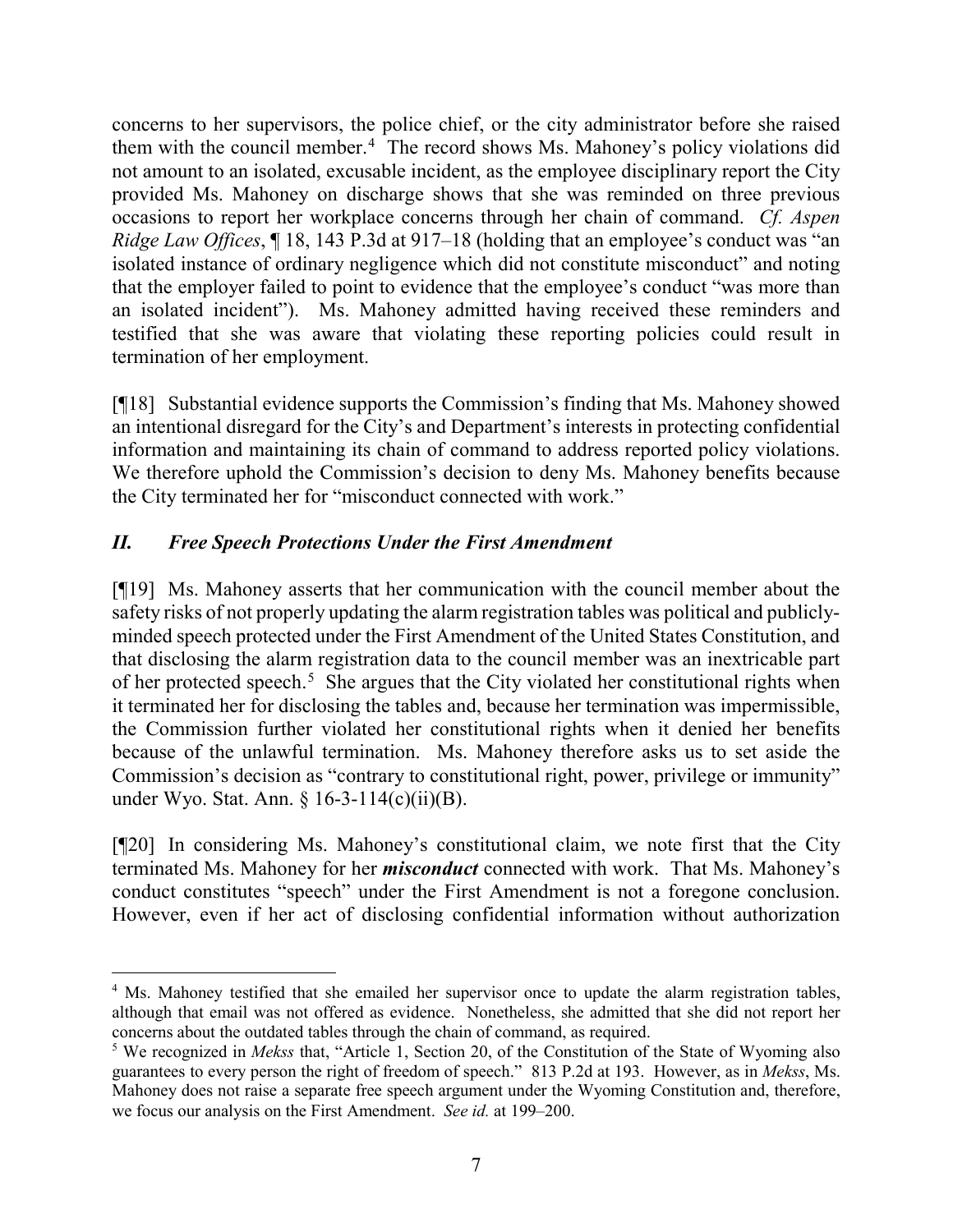concerns to her supervisors, the police chief, or the city administrator before she raised them with the council member.[4] The record shows Ms. Mahoney's policy violations did not amount to an isolated, excusable incident, as the employee disciplinary report the City provided Ms. Mahoney on discharge shows that she was reminded on three previous occasions to report her workplace concerns through her chain of command. *Cf. Aspen Ridge Law Offices*, ¶ 18, 143 P.3d at 917–18 (holding that an employee's conduct was "an isolated instance of ordinary negligence which did not constitute misconduct" and noting that the employer failed to point to evidence that the employee's conduct "was more than an isolated incident"). Ms. Mahoney admitted having received these reminders and testified that she was aware that violating these reporting policies could result in termination of her employment.

[¶18] Substantial evidence supports the Commission's finding that Ms. Mahoney showed an intentional disregard for the City's and Department's interests in protecting confidential information and maintaining its chain of command to address reported policy violations. We therefore uphold the Commission's decision to deny Ms. Mahoney benefits because the City terminated her for "misconduct connected with work."

## *II. Free Speech Protections Under the First Amendment*

[¶19] Ms. Mahoney asserts that her communication with the council member about the safety risks of not properly updating the alarm registration tables was political and publicly-minded speech protected under the First Amendment of the United States Constitution, and that disclosing the alarm registration data to the council member was an inextricable part of her protected speech.[5] She argues that the City violated her constitutional rights when it terminated her for disclosing the tables and, because her termination was impermissible, the Commission further violated her constitutional rights when it denied her benefits because of the unlawful termination. Ms. Mahoney therefore asks us to set aside the Commission's decision as "contrary to constitutional right, power, privilege or immunity" under Wyo. Stat. Ann. § 16-3-114(c)(ii)(B).

[¶20] In considering Ms. Mahoney's constitutional claim, we note first that the City terminated Ms. Mahoney for her ***misconduct*** connected with work. That Ms. Mahoney's conduct constitutes "speech" under the First Amendment is not a foregone conclusion. However, even if her act of disclosing confidential information without authorization

---

[4] Ms. Mahoney testified that she emailed her supervisor once to update the alarm registration tables, although that email was not offered as evidence. Nonetheless, she admitted that she did not report her concerns about the outdated tables through the chain of command, as required.

[5] We recognized in *Mekss* that, "Article 1, Section 20, of the Constitution of the State of Wyoming also guarantees to every person the right of freedom of speech." 813 P.2d at 193. However, as in *Mekss*, Ms. Mahoney does not raise a separate free speech argument under the Wyoming Constitution and, therefore, we focus our analysis on the First Amendment. *See id.* at 199–200.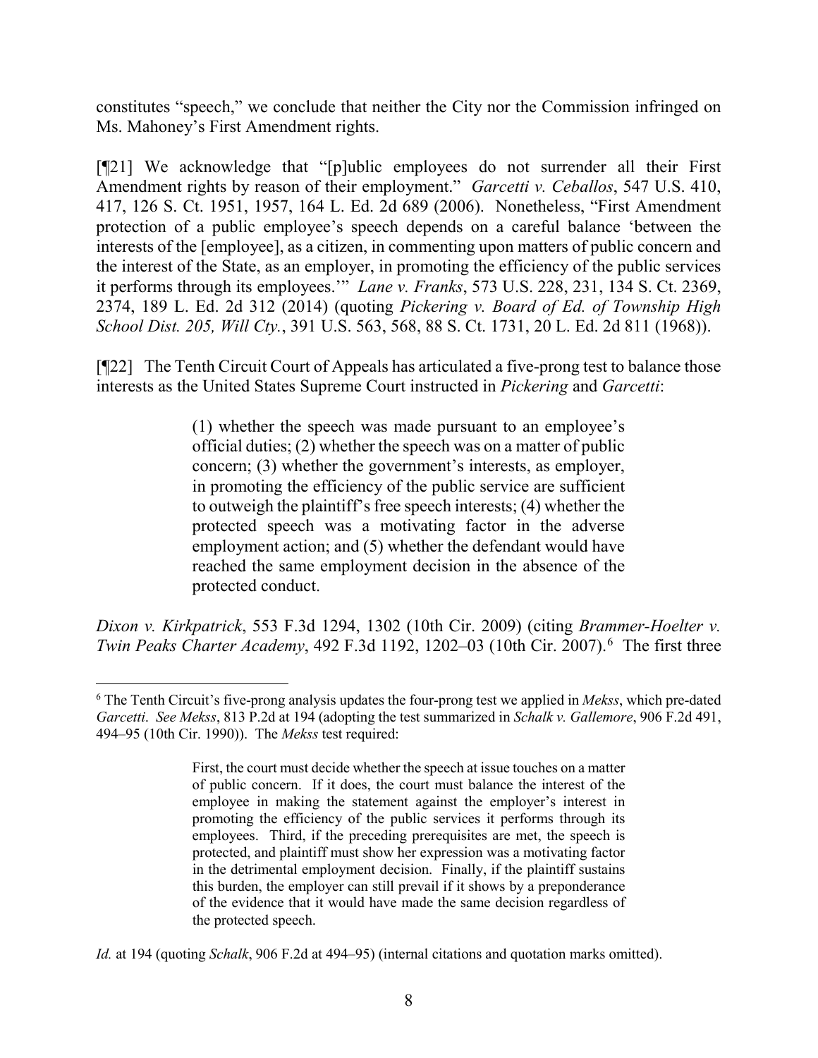constitutes "speech," we conclude that neither the City nor the Commission infringed on Ms. Mahoney's First Amendment rights.

[¶21] We acknowledge that "[p]ublic employees do not surrender all their First Amendment rights by reason of their employment." *Garcetti v. Ceballos*, 547 U.S. 410, 417, 126 S. Ct. 1951, 1957, 164 L. Ed. 2d 689 (2006). Nonetheless, "First Amendment protection of a public employee's speech depends on a careful balance 'between the interests of the [employee], as a citizen, in commenting upon matters of public concern and the interest of the State, as an employer, in promoting the efficiency of the public services it performs through its employees.'" *Lane v. Franks*, 573 U.S. 228, 231, 134 S. Ct. 2369, 2374, 189 L. Ed. 2d 312 (2014) (quoting *Pickering v. Board of Ed. of Township High School Dist. 205, Will Cty.*, 391 U.S. 563, 568, 88 S. Ct. 1731, 20 L. Ed. 2d 811 (1968)).

[¶22] The Tenth Circuit Court of Appeals has articulated a five-prong test to balance those interests as the United States Supreme Court instructed in *Pickering* and *Garcetti*:

> (1) whether the speech was made pursuant to an employee's official duties; (2) whether the speech was on a matter of public concern; (3) whether the government's interests, as employer, in promoting the efficiency of the public service are sufficient to outweigh the plaintiff's free speech interests; (4) whether the protected speech was a motivating factor in the adverse employment action; and (5) whether the defendant would have reached the same employment decision in the absence of the protected conduct.

*Dixon v. Kirkpatrick*, 553 F.3d 1294, 1302 (10th Cir. 2009) (citing *Brammer-Hoelter v. Twin Peaks Charter Academy*, 492 F.3d 1192, 1202–03 (10th Cir. 2007).[6] The first three

---

[6] The Tenth Circuit's five-prong analysis updates the four-prong test we applied in *Mekss*, which pre-dated *Garcetti*. *See Mekss*, 813 P.2d at 194 (adopting the test summarized in *Schalk v. Gallemore*, 906 F.2d 491, 494–95 (10th Cir. 1990)). The *Mekss* test required:

> First, the court must decide whether the speech at issue touches on a matter of public concern. If it does, the court must balance the interest of the employee in making the statement against the employer's interest in promoting the efficiency of the public services it performs through its employees. Third, if the preceding prerequisites are met, the speech is protected, and plaintiff must show her expression was a motivating factor in the detrimental employment decision. Finally, if the plaintiff sustains this burden, the employer can still prevail if it shows by a preponderance of the evidence that it would have made the same decision regardless of the protected speech.

*Id.* at 194 (quoting *Schalk*, 906 F.2d at 494–95) (internal citations and quotation marks omitted).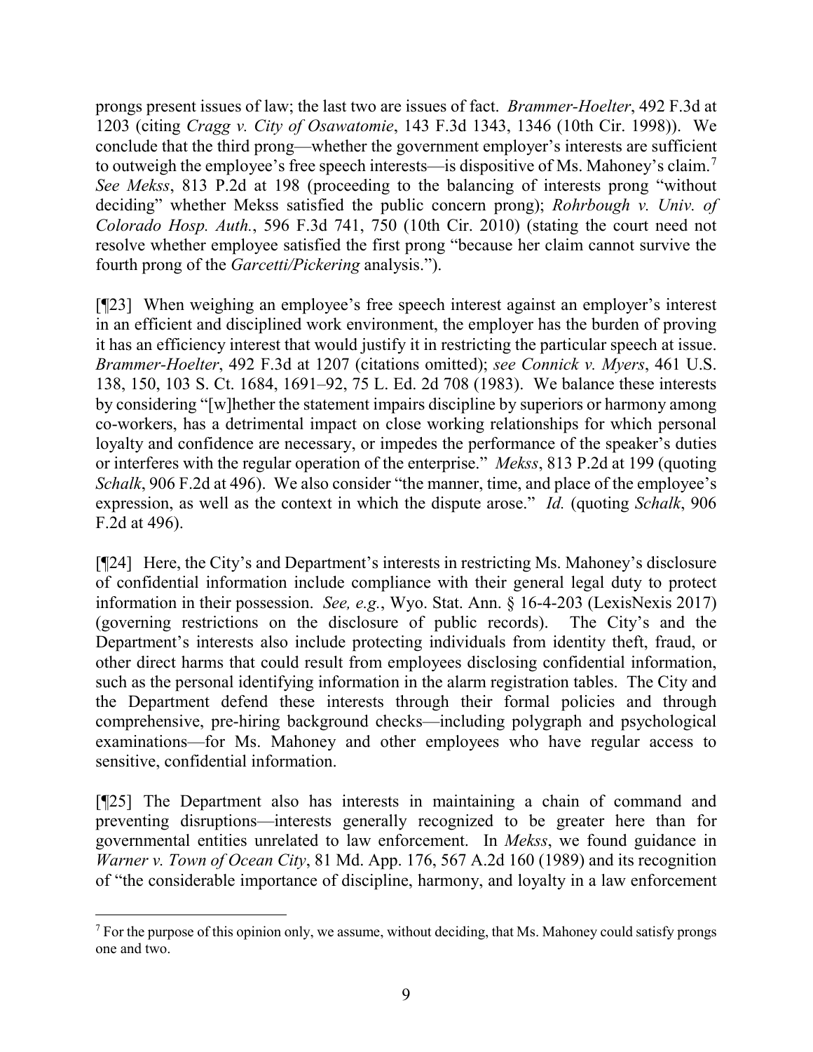prongs present issues of law; the last two are issues of fact. *Brammer-Hoelter*, 492 F.3d at 1203 (citing *Cragg v. City of Osawatomie*, 143 F.3d 1343, 1346 (10th Cir. 1998)). We conclude that the third prong—whether the government employer's interests are sufficient to outweigh the employee's free speech interests—is dispositive of Ms. Mahoney's claim.[7] *See Mekss*, 813 P.2d at 198 (proceeding to the balancing of interests prong "without deciding" whether Mekss satisfied the public concern prong); *Rohrbough v. Univ. of Colorado Hosp. Auth.*, 596 F.3d 741, 750 (10th Cir. 2010) (stating the court need not resolve whether employee satisfied the first prong "because her claim cannot survive the fourth prong of the *Garcetti/Pickering* analysis.").

[¶23] When weighing an employee's free speech interest against an employer's interest in an efficient and disciplined work environment, the employer has the burden of proving it has an efficiency interest that would justify it in restricting the particular speech at issue. *Brammer-Hoelter*, 492 F.3d at 1207 (citations omitted); *see Connick v. Myers*, 461 U.S. 138, 150, 103 S. Ct. 1684, 1691–92, 75 L. Ed. 2d 708 (1983). We balance these interests by considering "[w]hether the statement impairs discipline by superiors or harmony among co-workers, has a detrimental impact on close working relationships for which personal loyalty and confidence are necessary, or impedes the performance of the speaker's duties or interferes with the regular operation of the enterprise." *Mekss*, 813 P.2d at 199 (quoting *Schalk*, 906 F.2d at 496). We also consider "the manner, time, and place of the employee's expression, as well as the context in which the dispute arose." *Id.* (quoting *Schalk*, 906 F.2d at 496).

[¶24] Here, the City's and Department's interests in restricting Ms. Mahoney's disclosure of confidential information include compliance with their general legal duty to protect information in their possession. *See, e.g.*, Wyo. Stat. Ann. § 16-4-203 (LexisNexis 2017) (governing restrictions on the disclosure of public records). The City's and the Department's interests also include protecting individuals from identity theft, fraud, or other direct harms that could result from employees disclosing confidential information, such as the personal identifying information in the alarm registration tables. The City and the Department defend these interests through their formal policies and through comprehensive, pre-hiring background checks—including polygraph and psychological examinations—for Ms. Mahoney and other employees who have regular access to sensitive, confidential information.

[¶25] The Department also has interests in maintaining a chain of command and preventing disruptions—interests generally recognized to be greater here than for governmental entities unrelated to law enforcement. In *Mekss*, we found guidance in *Warner v. Town of Ocean City*, 81 Md. App. 176, 567 A.2d 160 (1989) and its recognition of "the considerable importance of discipline, harmony, and loyalty in a law enforcement

---

[7] For the purpose of this opinion only, we assume, without deciding, that Ms. Mahoney could satisfy prongs one and two.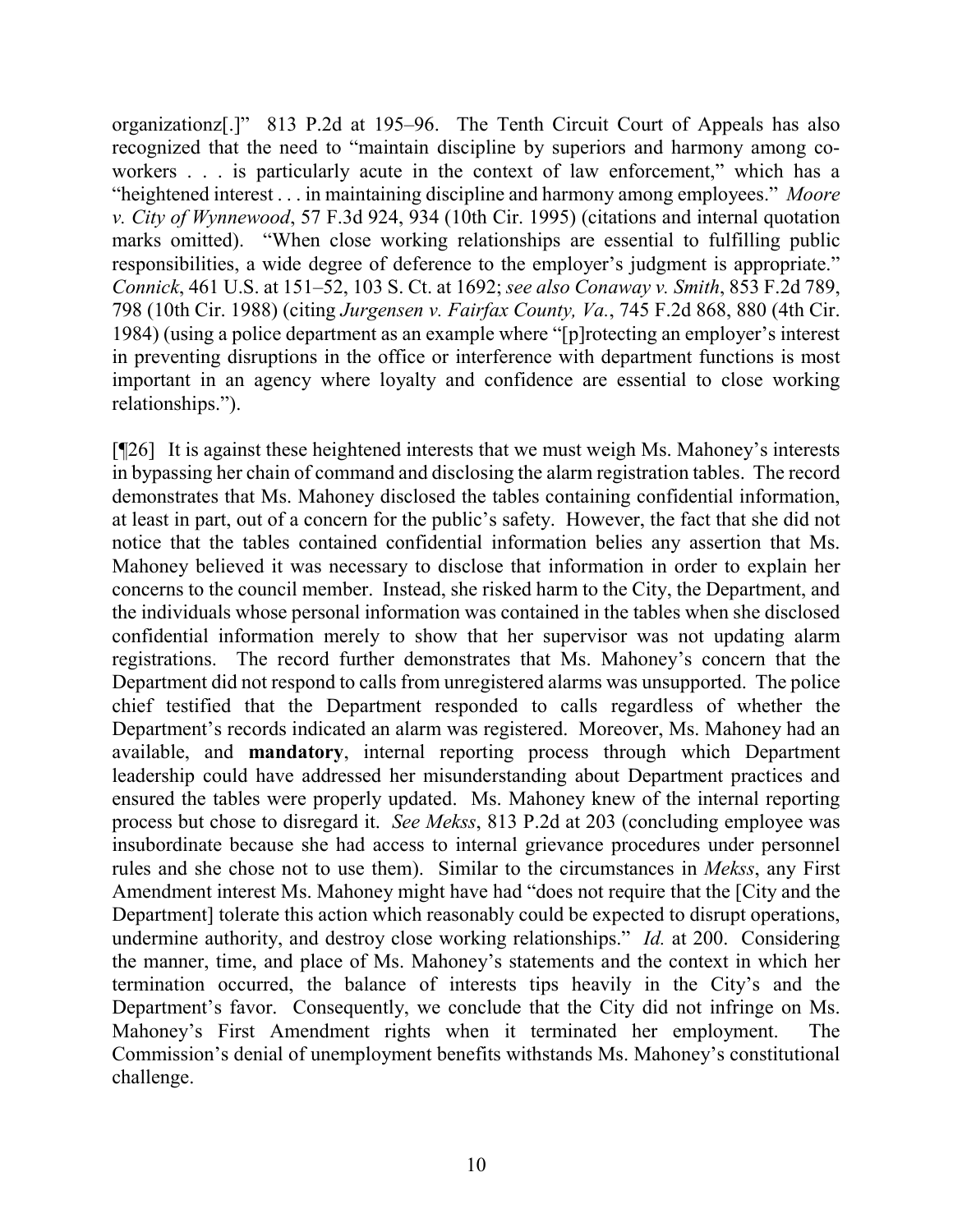organizationz[.]" 813 P.2d at 195–96. The Tenth Circuit Court of Appeals has also recognized that the need to "maintain discipline by superiors and harmony among co-workers . . . is particularly acute in the context of law enforcement," which has a "heightened interest . . . in maintaining discipline and harmony among employees." *Moore v. City of Wynnewood*, 57 F.3d 924, 934 (10th Cir. 1995) (citations and internal quotation marks omitted). "When close working relationships are essential to fulfilling public responsibilities, a wide degree of deference to the employer's judgment is appropriate." *Connick*, 461 U.S. at 151–52, 103 S. Ct. at 1692; *see also Conaway v. Smith*, 853 F.2d 789, 798 (10th Cir. 1988) (citing *Jurgensen v. Fairfax County, Va.*, 745 F.2d 868, 880 (4th Cir. 1984) (using a police department as an example where "[p]rotecting an employer's interest in preventing disruptions in the office or interference with department functions is most important in an agency where loyalty and confidence are essential to close working relationships.").

[¶26] It is against these heightened interests that we must weigh Ms. Mahoney's interests in bypassing her chain of command and disclosing the alarm registration tables. The record demonstrates that Ms. Mahoney disclosed the tables containing confidential information, at least in part, out of a concern for the public's safety. However, the fact that she did not notice that the tables contained confidential information belies any assertion that Ms. Mahoney believed it was necessary to disclose that information in order to explain her concerns to the council member. Instead, she risked harm to the City, the Department, and the individuals whose personal information was contained in the tables when she disclosed confidential information merely to show that her supervisor was not updating alarm registrations. The record further demonstrates that Ms. Mahoney's concern that the Department did not respond to calls from unregistered alarms was unsupported. The police chief testified that the Department responded to calls regardless of whether the Department's records indicated an alarm was registered. Moreover, Ms. Mahoney had an available, and **mandatory**, internal reporting process through which Department leadership could have addressed her misunderstanding about Department practices and ensured the tables were properly updated. Ms. Mahoney knew of the internal reporting process but chose to disregard it. *See Mekss*, 813 P.2d at 203 (concluding employee was insubordinate because she had access to internal grievance procedures under personnel rules and she chose not to use them). Similar to the circumstances in *Mekss*, any First Amendment interest Ms. Mahoney might have had "does not require that the [City and the Department] tolerate this action which reasonably could be expected to disrupt operations, undermine authority, and destroy close working relationships." *Id.* at 200. Considering the manner, time, and place of Ms. Mahoney's statements and the context in which her termination occurred, the balance of interests tips heavily in the City's and the Department's favor. Consequently, we conclude that the City did not infringe on Ms. Mahoney's First Amendment rights when it terminated her employment. The Commission's denial of unemployment benefits withstands Ms. Mahoney's constitutional challenge.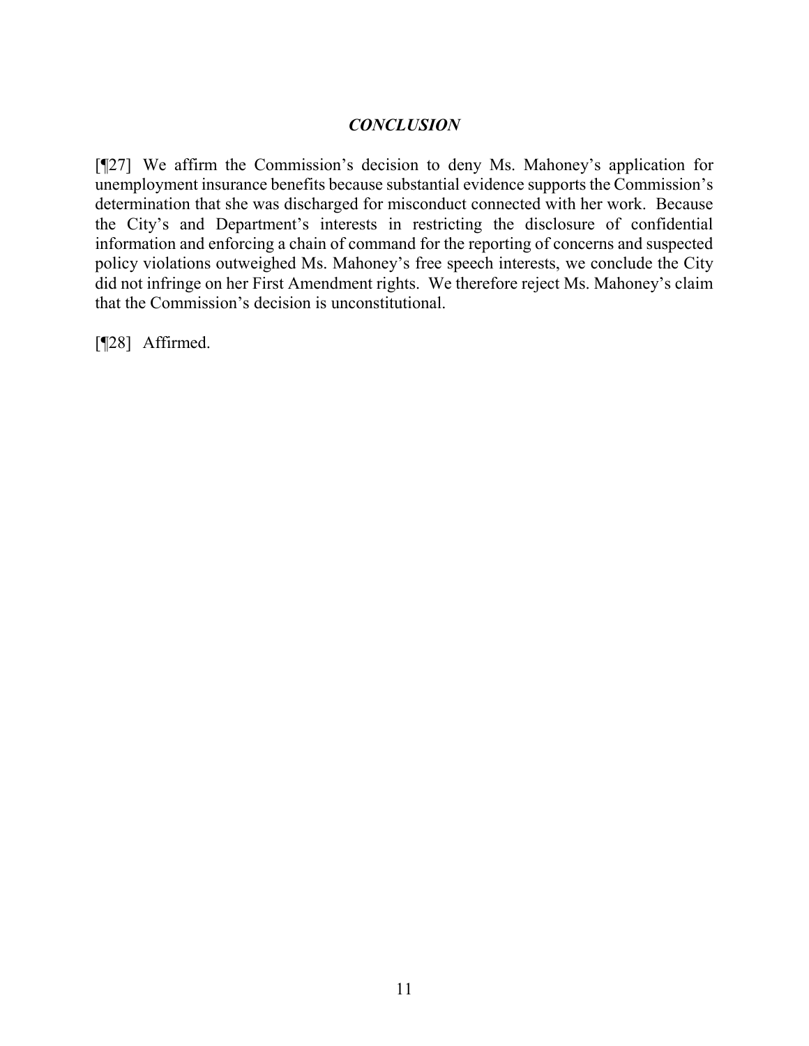## *CONCLUSION*

[¶27] We affirm the Commission's decision to deny Ms. Mahoney's application for unemployment insurance benefits because substantial evidence supports the Commission's determination that she was discharged for misconduct connected with her work. Because the City's and Department's interests in restricting the disclosure of confidential information and enforcing a chain of command for the reporting of concerns and suspected policy violations outweighed Ms. Mahoney's free speech interests, we conclude the City did not infringe on her First Amendment rights. We therefore reject Ms. Mahoney's claim that the Commission's decision is unconstitutional.

[¶28] Affirmed.